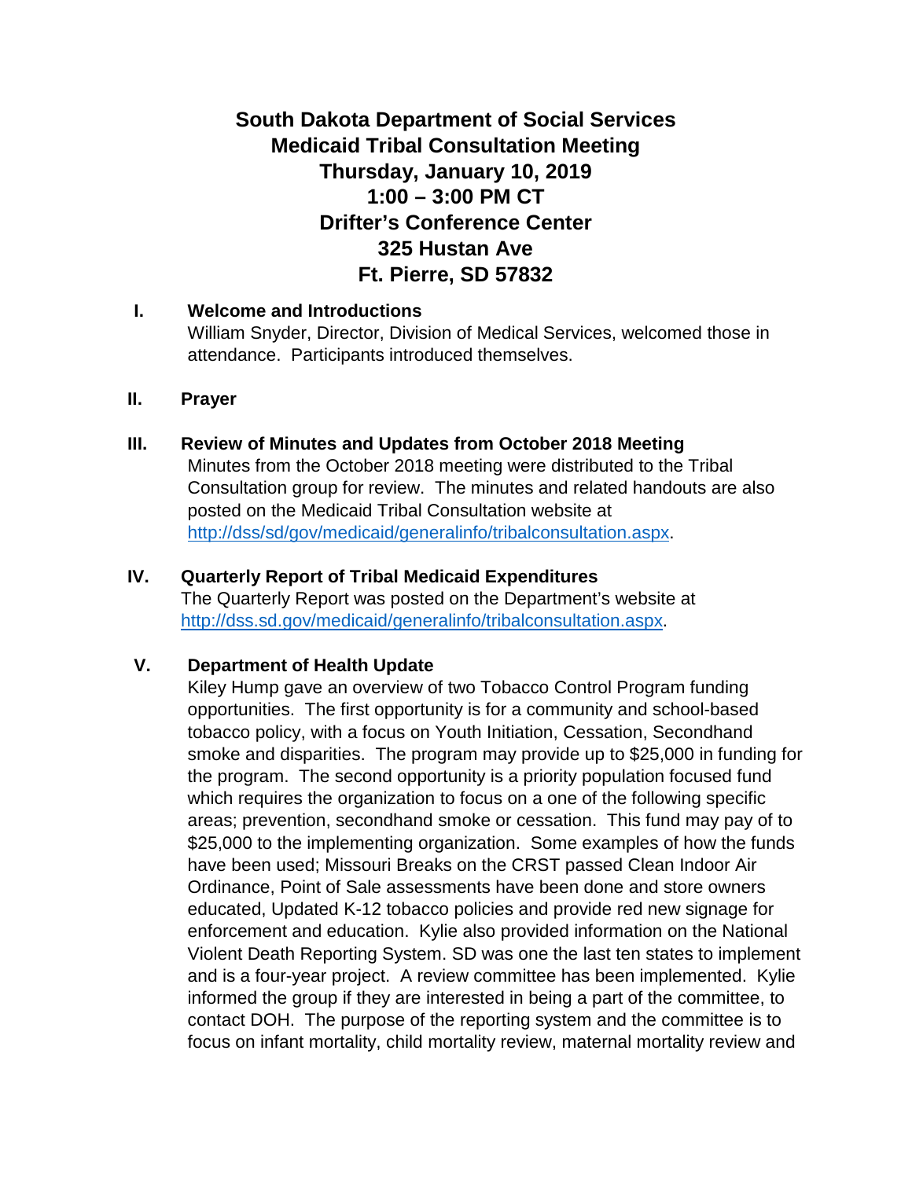# South Dakota Department of Social Services
# Medicaid Tribal Consultation Meeting
# Thursday, January 10, 2019
# 1:00 – 3:00 PM CT
# Drifter's Conference Center
# 325 Hustan Ave
# Ft. Pierre, SD 57832

## I. Welcome and Introductions

William Snyder, Director, Division of Medical Services, welcomed those in attendance. Participants introduced themselves.

## II. Prayer

## III. Review of Minutes and Updates from October 2018 Meeting

Minutes from the October 2018 meeting were distributed to the Tribal Consultation group for review. The minutes and related handouts are also posted on the Medicaid Tribal Consultation website at http://dss/sd/gov/medicaid/generalinfo/tribalconsultation.aspx.

## IV. Quarterly Report of Tribal Medicaid Expenditures

The Quarterly Report was posted on the Department's website at http://dss.sd.gov/medicaid/generalinfo/tribalconsultation.aspx.

## V. Department of Health Update

Kiley Hump gave an overview of two Tobacco Control Program funding opportunities. The first opportunity is for a community and school-based tobacco policy, with a focus on Youth Initiation, Cessation, Secondhand smoke and disparities. The program may provide up to $25,000 in funding for the program. The second opportunity is a priority population focused fund which requires the organization to focus on a one of the following specific areas; prevention, secondhand smoke or cessation. This fund may pay of to $25,000 to the implementing organization. Some examples of how the funds have been used; Missouri Breaks on the CRST passed Clean Indoor Air Ordinance, Point of Sale assessments have been done and store owners educated, Updated K-12 tobacco policies and provide red new signage for enforcement and education. Kylie also provided information on the National Violent Death Reporting System. SD was one the last ten states to implement and is a four-year project. A review committee has been implemented. Kylie informed the group if they are interested in being a part of the committee, to contact DOH. The purpose of the reporting system and the committee is to focus on infant mortality, child mortality review, maternal mortality review and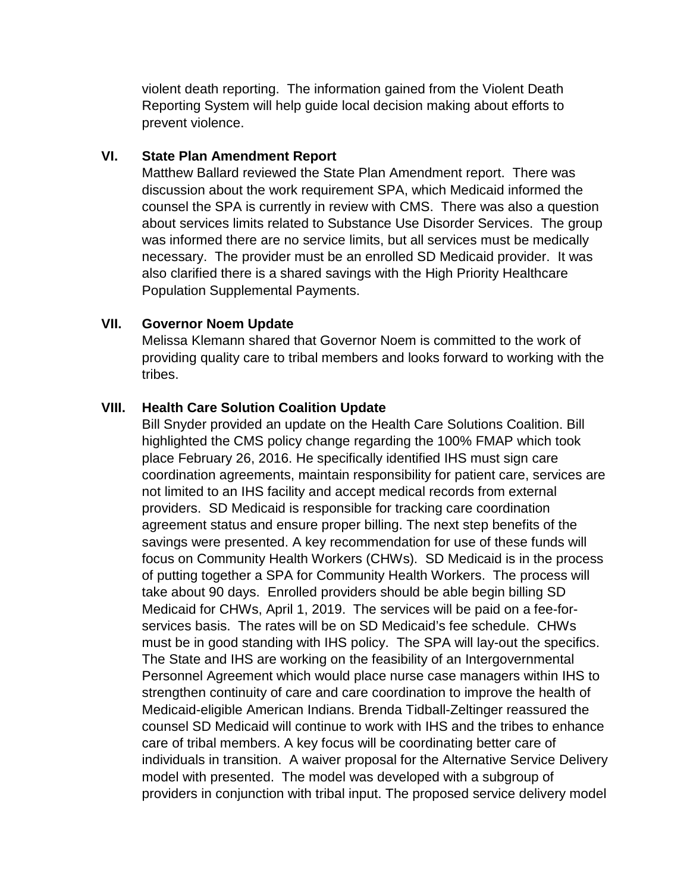violent death reporting. The information gained from the Violent Death Reporting System will help guide local decision making about efforts to prevent violence.

## VI. State Plan Amendment Report

Matthew Ballard reviewed the State Plan Amendment report. There was discussion about the work requirement SPA, which Medicaid informed the counsel the SPA is currently in review with CMS. There was also a question about services limits related to Substance Use Disorder Services. The group was informed there are no service limits, but all services must be medically necessary. The provider must be an enrolled SD Medicaid provider. It was also clarified there is a shared savings with the High Priority Healthcare Population Supplemental Payments.

## VII. Governor Noem Update

Melissa Klemann shared that Governor Noem is committed to the work of providing quality care to tribal members and looks forward to working with the tribes.

## VIII. Health Care Solution Coalition Update

Bill Snyder provided an update on the Health Care Solutions Coalition. Bill highlighted the CMS policy change regarding the 100% FMAP which took place February 26, 2016. He specifically identified IHS must sign care coordination agreements, maintain responsibility for patient care, services are not limited to an IHS facility and accept medical records from external providers. SD Medicaid is responsible for tracking care coordination agreement status and ensure proper billing. The next step benefits of the savings were presented. A key recommendation for use of these funds will focus on Community Health Workers (CHWs). SD Medicaid is in the process of putting together a SPA for Community Health Workers. The process will take about 90 days. Enrolled providers should be able begin billing SD Medicaid for CHWs, April 1, 2019. The services will be paid on a fee-for-services basis. The rates will be on SD Medicaid's fee schedule. CHWs must be in good standing with IHS policy. The SPA will lay-out the specifics. The State and IHS are working on the feasibility of an Intergovernmental Personnel Agreement which would place nurse case managers within IHS to strengthen continuity of care and care coordination to improve the health of Medicaid-eligible American Indians. Brenda Tidball-Zeltinger reassured the counsel SD Medicaid will continue to work with IHS and the tribes to enhance care of tribal members. A key focus will be coordinating better care of individuals in transition. A waiver proposal for the Alternative Service Delivery model with presented. The model was developed with a subgroup of providers in conjunction with tribal input. The proposed service delivery model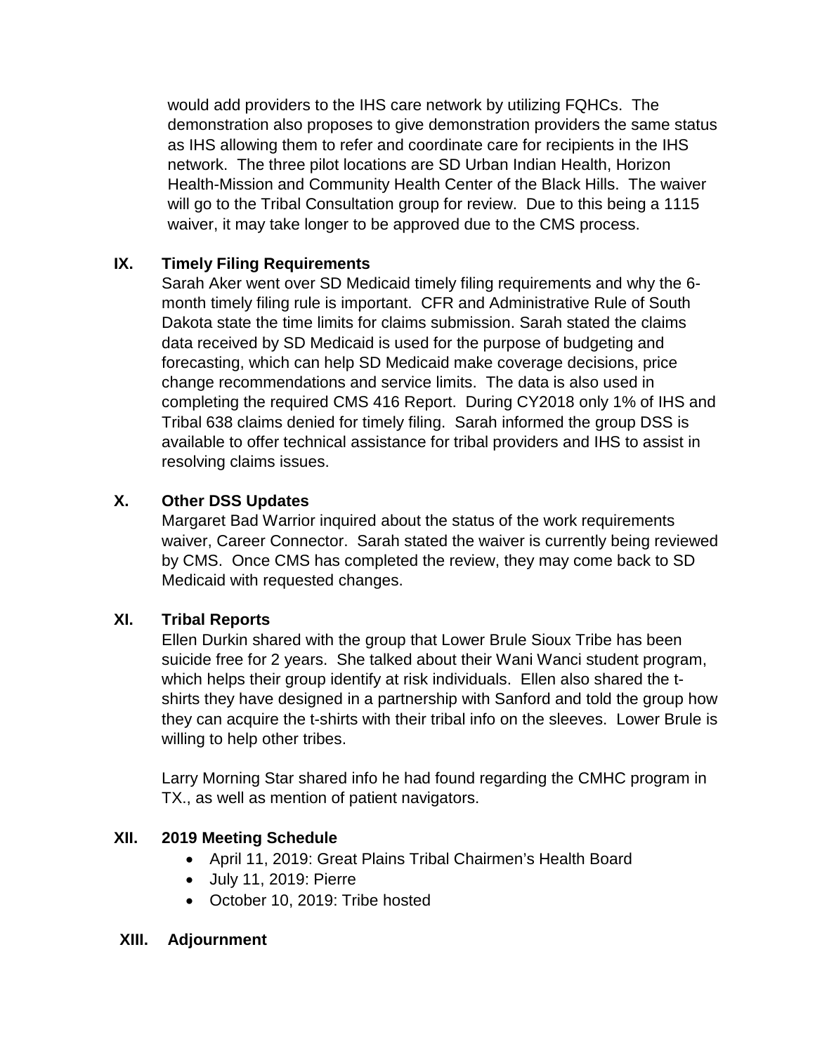would add providers to the IHS care network by utilizing FQHCs. The demonstration also proposes to give demonstration providers the same status as IHS allowing them to refer and coordinate care for recipients in the IHS network. The three pilot locations are SD Urban Indian Health, Horizon Health-Mission and Community Health Center of the Black Hills. The waiver will go to the Tribal Consultation group for review. Due to this being a 1115 waiver, it may take longer to be approved due to the CMS process.

## IX. Timely Filing Requirements

Sarah Aker went over SD Medicaid timely filing requirements and why the 6-month timely filing rule is important. CFR and Administrative Rule of South Dakota state the time limits for claims submission. Sarah stated the claims data received by SD Medicaid is used for the purpose of budgeting and forecasting, which can help SD Medicaid make coverage decisions, price change recommendations and service limits. The data is also used in completing the required CMS 416 Report. During CY2018 only 1% of IHS and Tribal 638 claims denied for timely filing. Sarah informed the group DSS is available to offer technical assistance for tribal providers and IHS to assist in resolving claims issues.

## X. Other DSS Updates

Margaret Bad Warrior inquired about the status of the work requirements waiver, Career Connector. Sarah stated the waiver is currently being reviewed by CMS. Once CMS has completed the review, they may come back to SD Medicaid with requested changes.

## XI. Tribal Reports

Ellen Durkin shared with the group that Lower Brule Sioux Tribe has been suicide free for 2 years. She talked about their Wani Wanci student program, which helps their group identify at risk individuals. Ellen also shared the t-shirts they have designed in a partnership with Sanford and told the group how they can acquire the t-shirts with their tribal info on the sleeves. Lower Brule is willing to help other tribes.

Larry Morning Star shared info he had found regarding the CMHC program in TX., as well as mention of patient navigators.

## XII. 2019 Meeting Schedule

- April 11, 2019: Great Plains Tribal Chairmen's Health Board
- July 11, 2019: Pierre
- October 10, 2019: Tribe hosted

## XIII. Adjournment